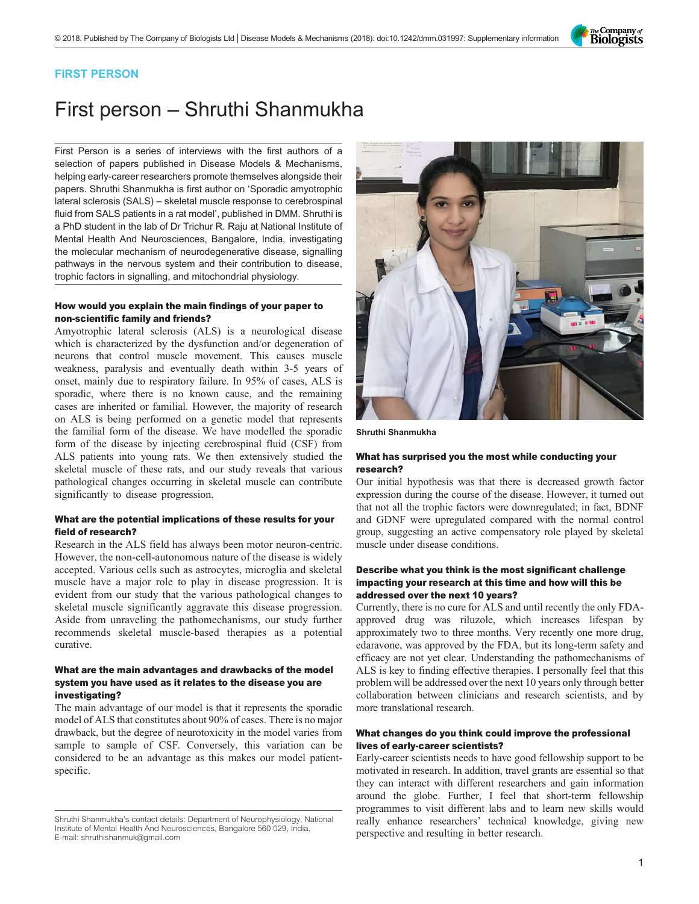FIRST PERSON

# First person – Shruthi Shanmukha

First Person is a series of interviews with the first authors of a selection of papers published in Disease Models & Mechanisms, helping early-career researchers promote themselves alongside their papers. Shruthi Shanmukha is first author on 'Sporadic amyotrophic lateral sclerosis (SALS) – skeletal muscle response to cerebrospinal fluid from SALS patients in a rat model', published in DMM. Shruthi is a PhD student in the lab of Dr Trichur R. Raju at National Institute of Mental Health And Neurosciences, Bangalore, India, investigating the molecular mechanism of neurodegenerative disease, signalling pathways in the nervous system and their contribution to disease, trophic factors in signalling, and mitochondrial physiology.

Shruthi Shanmukha

### How would you explain the main findings of your paper to non-scientific family and friends?

Amyotrophic lateral sclerosis (ALS) is a neurological disease which is characterized by the dysfunction and/or degeneration of neurons that control muscle movement. This causes muscle weakness, paralysis and eventually death within 3-5 years of onset, mainly due to respiratory failure. In 95% of cases, ALS is sporadic, where there is no known cause, and the remaining cases are inherited or familial. However, the majority of research on ALS is being performed on a genetic model that represents the familial form of the disease. We have modelled the sporadic form of the disease by injecting cerebrospinal fluid (CSF) from ALS patients into young rats. We then extensively studied the skeletal muscle of these rats, and our study reveals that various pathological changes occurring in skeletal muscle can contribute significantly to disease progression.

### What are the potential implications of these results for your field of research?

Research in the ALS field has always been motor neuron-centric. However, the non-cell-autonomous nature of the disease is widely accepted. Various cells such as astrocytes, microglia and skeletal muscle have a major role to play in disease progression. It is evident from our study that the various pathological changes to skeletal muscle significantly aggravate this disease progression. Aside from unraveling the pathomechanisms, our study further recommends skeletal muscle-based therapies as a potential curative.

### What are the main advantages and drawbacks of the model system you have used as it relates to the disease you are investigating?

The main advantage of our model is that it represents the sporadic model of ALS that constitutes about 90% of cases. There is no major drawback, but the degree of neurotoxicity in the model varies from sample to sample of CSF. Conversely, this variation can be considered to be an advantage as this makes our model patient-specific.

### What has surprised you the most while conducting your research?

Our initial hypothesis was that there is decreased growth factor expression during the course of the disease. However, it turned out that not all the trophic factors were downregulated; in fact, BDNF and GDNF were upregulated compared with the normal control group, suggesting an active compensatory role played by skeletal muscle under disease conditions.

### Describe what you think is the most significant challenge impacting your research at this time and how will this be addressed over the next 10 years?

Currently, there is no cure for ALS and until recently the only FDA-approved drug was riluzole, which increases lifespan by approximately two to three months. Very recently one more drug, edaravone, was approved by the FDA, but its long-term safety and efficacy are not yet clear. Understanding the pathomechanisms of ALS is key to finding effective therapies. I personally feel that this problem will be addressed over the next 10 years only through better collaboration between clinicians and research scientists, and by more translational research.

### What changes do you think could improve the professional lives of early-career scientists?

Early-career scientists needs to have good fellowship support to be motivated in research. In addition, travel grants are essential so that they can interact with different researchers and gain information around the globe. Further, I feel that short-term fellowship programmes to visit different labs and to learn new skills would really enhance researchers' technical knowledge, giving new perspective and resulting in better research.

Shruthi Shanmukha's contact details: Department of Neurophysiology, National Institute of Mental Health And Neurosciences, Bangalore 560 029, India.
E-mail: shruthishanmuk@gmail.com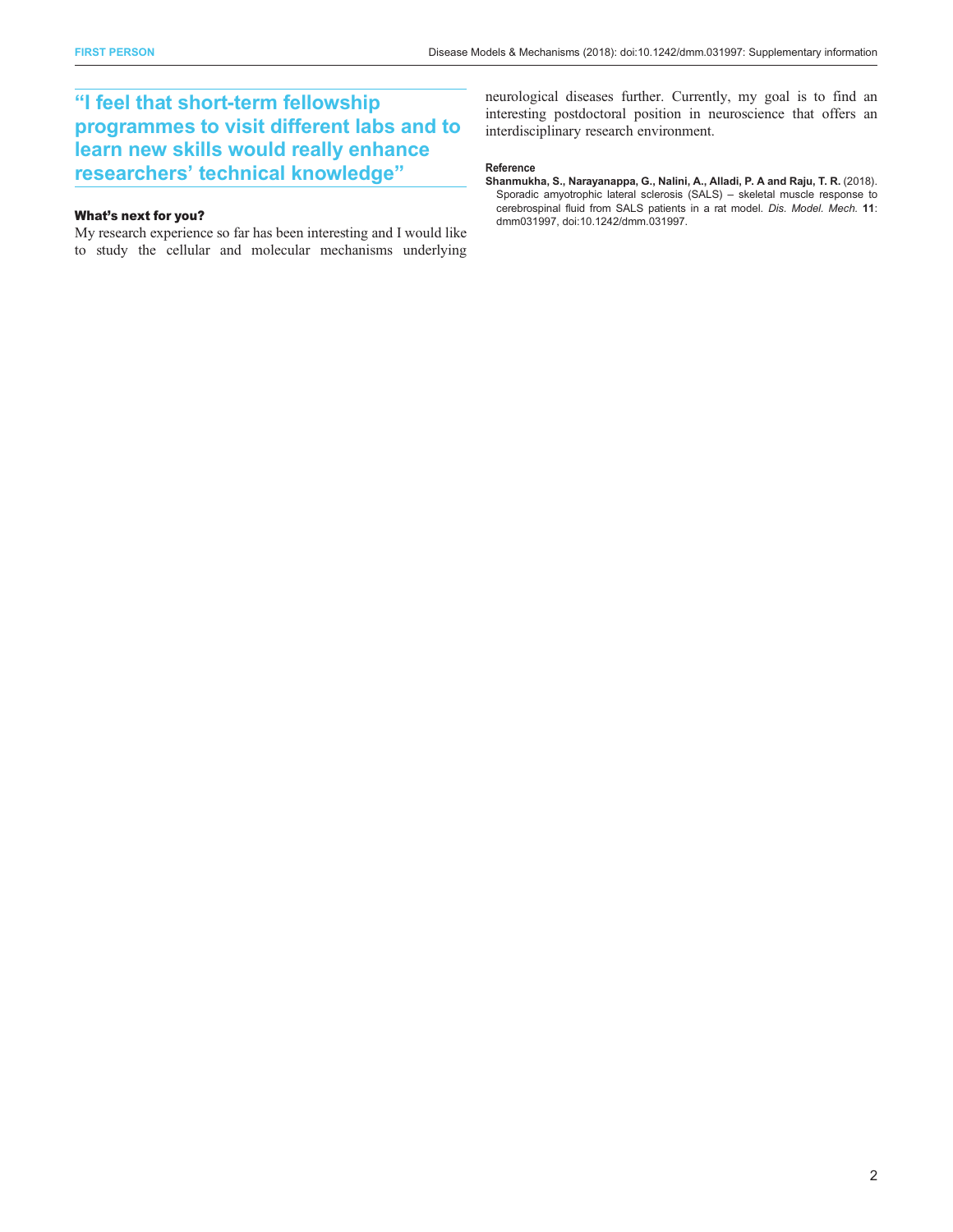> "I feel that short-term fellowship programmes to visit different labs and to learn new skills would really enhance researchers' technical knowledge"

### What's next for you?

My research experience so far has been interesting and I would like to study the cellular and molecular mechanisms underlying neurological diseases further. Currently, my goal is to find an interesting postdoctoral position in neuroscience that offers an interdisciplinary research environment.

#### Reference

**Shanmukha, S., Narayanappa, G., Nalini, A., Alladi, P. A and Raju, T. R.** (2018). Sporadic amyotrophic lateral sclerosis (SALS) – skeletal muscle response to cerebrospinal fluid from SALS patients in a rat model. *Dis. Model. Mech.* **11**: dmm031997, doi:10.1242/dmm.031997.